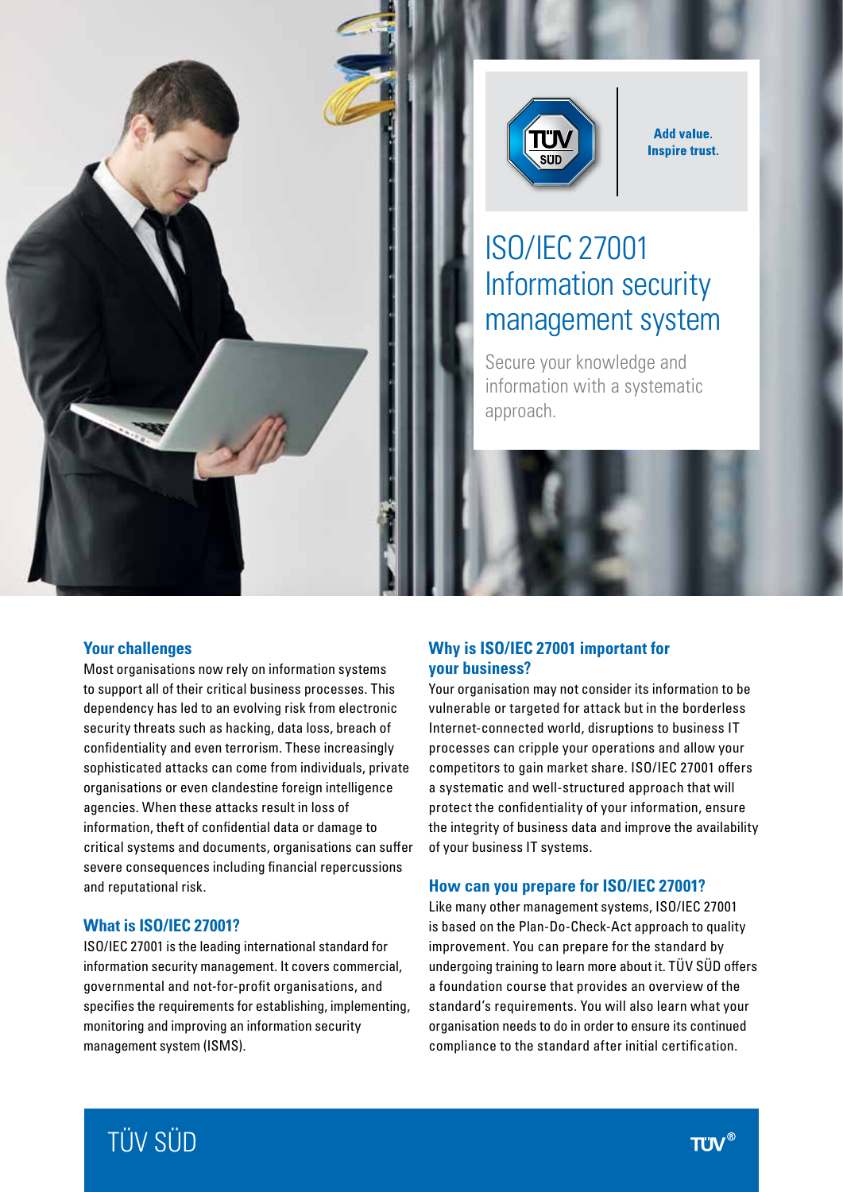Add value.
Inspire trust.

# ISO/IEC 27001 Information security management system

Secure your knowledge and information with a systematic approach.

## Your challenges

Most organisations now rely on information systems to support all of their critical business processes. This dependency has led to an evolving risk from electronic security threats such as hacking, data loss, breach of confidentiality and even terrorism. These increasingly sophisticated attacks can come from individuals, private organisations or even clandestine foreign intelligence agencies. When these attacks result in loss of information, theft of confidential data or damage to critical systems and documents, organisations can suffer severe consequences including financial repercussions and reputational risk.

## What is ISO/IEC 27001?

ISO/IEC 27001 is the leading international standard for information security management. It covers commercial, governmental and not-for-profit organisations, and specifies the requirements for establishing, implementing, monitoring and improving an information security management system (ISMS).

## Why is ISO/IEC 27001 important for your business?

Your organisation may not consider its information to be vulnerable or targeted for attack but in the borderless Internet-connected world, disruptions to business IT processes can cripple your operations and allow your competitors to gain market share. ISO/IEC 27001 offers a systematic and well-structured approach that will protect the confidentiality of your information, ensure the integrity of business data and improve the availability of your business IT systems.

## How can you prepare for ISO/IEC 27001?

Like many other management systems, ISO/IEC 27001 is based on the Plan-Do-Check-Act approach to quality improvement. You can prepare for the standard by undergoing training to learn more about it. TÜV SÜD offers a foundation course that provides an overview of the standard's requirements. You will also learn what your organisation needs to do in order to ensure its continued compliance to the standard after initial certification.

TÜV SÜD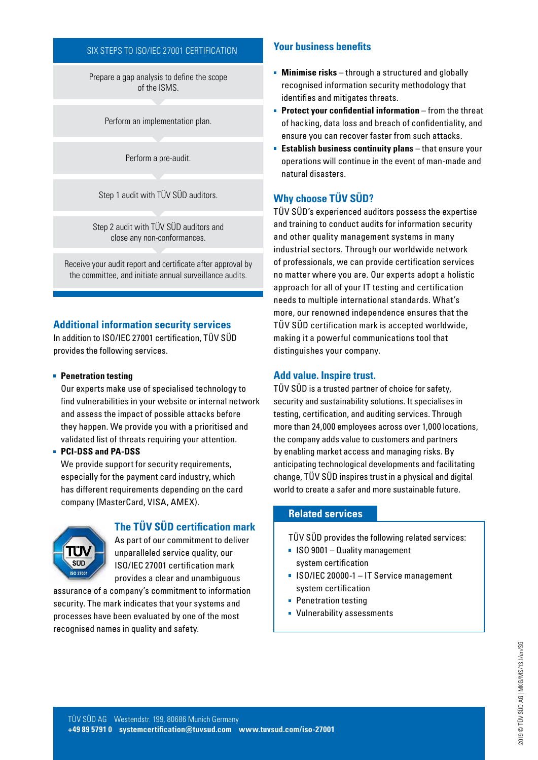## SIX STEPS TO ISO/IEC 27001 CERTIFICATION

1. Prepare a gap analysis to define the scope of the ISMS.
2. Perform an implementation plan.
3. Perform a pre-audit.
4. Step 1 audit with TÜV SÜD auditors.
5. Step 2 audit with TÜV SÜD auditors and close any non-conformances.
6. Receive your audit report and certificate after approval by the committee, and initiate annual surveillance audits.

## Additional information security services

In addition to ISO/IEC 27001 certification, TÜV SÜD provides the following services.

- **Penetration testing**
  Our experts make use of specialised technology to find vulnerabilities in your website or internal network and assess the impact of possible attacks before they happen. We provide you with a prioritised and validated list of threats requiring your attention.
- **PCI-DSS and PA-DSS**
  We provide support for security requirements, especially for the payment card industry, which has different requirements depending on the card company (MasterCard, VISA, AMEX).

## The TÜV SÜD certification mark

TÜV SÜD ISO 27001

As part of our commitment to deliver unparalleled service quality, our ISO/IEC 27001 certification mark provides a clear and unambiguous assurance of a company's commitment to information security. The mark indicates that your systems and processes have been evaluated by one of the most recognised names in quality and safety.

## Your business benefits

- **Minimise risks** – through a structured and globally recognised information security methodology that identifies and mitigates threats.
- **Protect your confidential information** – from the threat of hacking, data loss and breach of confidentiality, and ensure you can recover faster from such attacks.
- **Establish business continuity plans** – that ensure your operations will continue in the event of man-made and natural disasters.

## Why choose TÜV SÜD?

TÜV SÜD's experienced auditors possess the expertise and training to conduct audits for information security and other quality management systems in many industrial sectors. Through our worldwide network of professionals, we can provide certification services no matter where you are. Our experts adopt a holistic approach for all of your IT testing and certification needs to multiple international standards. What's more, our renowned independence ensures that the TÜV SÜD certification mark is accepted worldwide, making it a powerful communications tool that distinguishes your company.

## Add value. Inspire trust.

TÜV SÜD is a trusted partner of choice for safety, security and sustainability solutions. It specialises in testing, certification, and auditing services. Through more than 24,000 employees across over 1,000 locations, the company adds value to customers and partners by enabling market access and managing risks. By anticipating technological developments and facilitating change, TÜV SÜD inspires trust in a physical and digital world to create a safer and more sustainable future.

## Related services

TÜV SÜD provides the following related services:

- ISO 9001 – Quality management system certification
- ISO/IEC 20000-1 – IT Service management system certification
- Penetration testing
- Vulnerability assessments

TÜV SÜD AG Westendstr. 199, 80686 Munich Germany
**+49 89 5791 0 systemcertification@tuvsud.com www.tuvsud.com/iso-27001**

2019 © TÜV SÜD AG | MKG/MS/13.1/en/SG